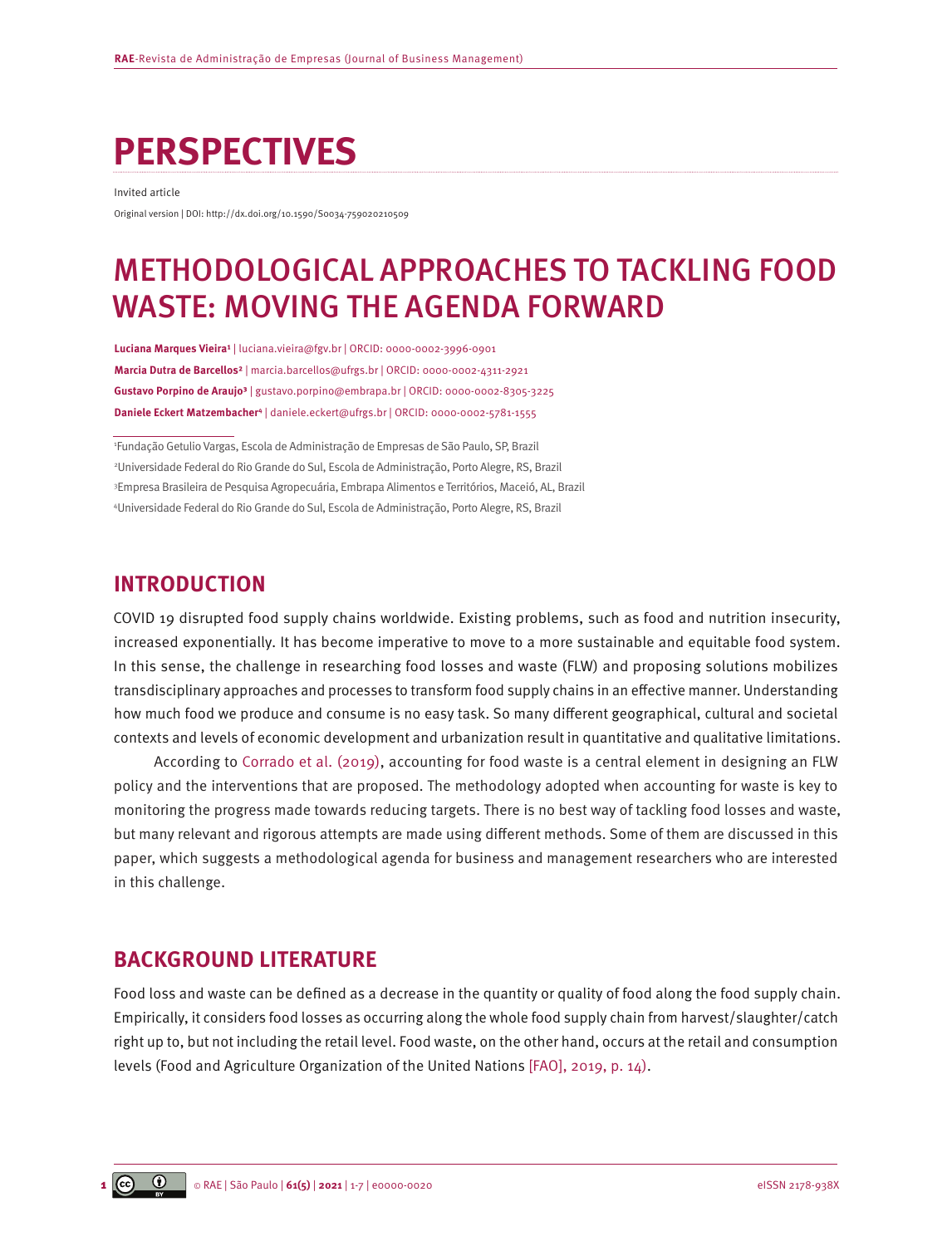# PERSPECTIVES

Invited article

Original version | DOI: http://dx.doi.org/10.1590/S0034-759020210509

# METHODOLOGICAL APPROACHES TO TACKLING FOOD WASTE: MOVING THE AGENDA FORWARD

**Luciana Marques Vieira**[1] | luciana.vieira@fgv.br | ORCID: 0000-0002-3996-0901

**Marcia Dutra de Barcellos**[2] | marcia.barcellos@ufrgs.br | ORCID: 0000-0002-4311-2921

**Gustavo Porpino de Araujo**[3] | gustavo.porpino@embrapa.br | ORCID: 0000-0002-8305-3225

**Daniele Eckert Matzembacher**[4] | daniele.eckert@ufrgs.br | ORCID: 0000-0002-5781-1555

[1]Fundação Getulio Vargas, Escola de Administração de Empresas de São Paulo, SP, Brazil

[2]Universidade Federal do Rio Grande do Sul, Escola de Administração, Porto Alegre, RS, Brazil

[3]Empresa Brasileira de Pesquisa Agropecuária, Embrapa Alimentos e Territórios, Maceió, AL, Brazil

[4]Universidade Federal do Rio Grande do Sul, Escola de Administração, Porto Alegre, RS, Brazil

## INTRODUCTION

COVID 19 disrupted food supply chains worldwide. Existing problems, such as food and nutrition insecurity, increased exponentially. It has become imperative to move to a more sustainable and equitable food system. In this sense, the challenge in researching food losses and waste (FLW) and proposing solutions mobilizes transdisciplinary approaches and processes to transform food supply chains in an effective manner. Understanding how much food we produce and consume is no easy task. So many different geographical, cultural and societal contexts and levels of economic development and urbanization result in quantitative and qualitative limitations.

According to Corrado et al. (2019), accounting for food waste is a central element in designing an FLW policy and the interventions that are proposed. The methodology adopted when accounting for waste is key to monitoring the progress made towards reducing targets. There is no best way of tackling food losses and waste, but many relevant and rigorous attempts are made using different methods. Some of them are discussed in this paper, which suggests a methodological agenda for business and management researchers who are interested in this challenge.

## BACKGROUND LITERATURE

Food loss and waste can be defined as a decrease in the quantity or quality of food along the food supply chain. Empirically, it considers food losses as occurring along the whole food supply chain from harvest/slaughter/catch right up to, but not including the retail level. Food waste, on the other hand, occurs at the retail and consumption levels (Food and Agriculture Organization of the United Nations [FAO], 2019, p. 14).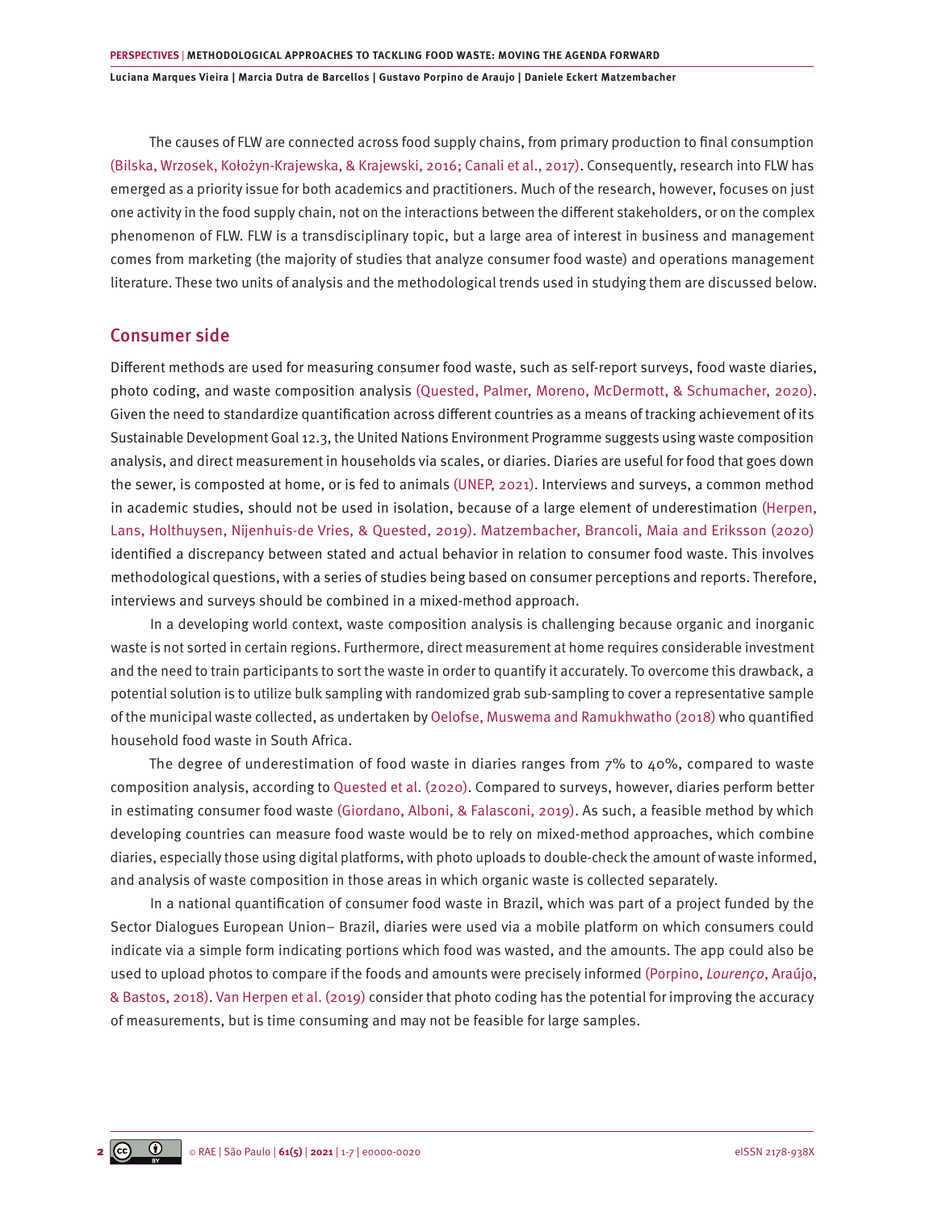The causes of FLW are connected across food supply chains, from primary production to final consumption (Bilska, Wrzosek, Kołożyn-Krajewska, & Krajewski, 2016; Canali et al., 2017). Consequently, research into FLW has emerged as a priority issue for both academics and practitioners. Much of the research, however, focuses on just one activity in the food supply chain, not on the interactions between the different stakeholders, or on the complex phenomenon of FLW. FLW is a transdisciplinary topic, but a large area of interest in business and management comes from marketing (the majority of studies that analyze consumer food waste) and operations management literature. These two units of analysis and the methodological trends used in studying them are discussed below.

## Consumer side

Different methods are used for measuring consumer food waste, such as self-report surveys, food waste diaries, photo coding, and waste composition analysis (Quested, Palmer, Moreno, McDermott, & Schumacher, 2020). Given the need to standardize quantification across different countries as a means of tracking achievement of its Sustainable Development Goal 12.3, the United Nations Environment Programme suggests using waste composition analysis, and direct measurement in households via scales, or diaries. Diaries are useful for food that goes down the sewer, is composted at home, or is fed to animals (UNEP, 2021). Interviews and surveys, a common method in academic studies, should not be used in isolation, because of a large element of underestimation (Herpen, Lans, Holthuysen, Nijenhuis-de Vries, & Quested, 2019). Matzembacher, Brancoli, Maia and Eriksson (2020) identified a discrepancy between stated and actual behavior in relation to consumer food waste. This involves methodological questions, with a series of studies being based on consumer perceptions and reports. Therefore, interviews and surveys should be combined in a mixed-method approach.

In a developing world context, waste composition analysis is challenging because organic and inorganic waste is not sorted in certain regions. Furthermore, direct measurement at home requires considerable investment and the need to train participants to sort the waste in order to quantify it accurately. To overcome this drawback, a potential solution is to utilize bulk sampling with randomized grab sub-sampling to cover a representative sample of the municipal waste collected, as undertaken by Oelofse, Muswema and Ramukhwatho (2018) who quantified household food waste in South Africa.

The degree of underestimation of food waste in diaries ranges from 7% to 40%, compared to waste composition analysis, according to Quested et al. (2020). Compared to surveys, however, diaries perform better in estimating consumer food waste (Giordano, Alboni, & Falasconi, 2019). As such, a feasible method by which developing countries can measure food waste would be to rely on mixed-method approaches, which combine diaries, especially those using digital platforms, with photo uploads to double-check the amount of waste informed, and analysis of waste composition in those areas in which organic waste is collected separately.

In a national quantification of consumer food waste in Brazil, which was part of a project funded by the Sector Dialogues European Union– Brazil, diaries were used via a mobile platform on which consumers could indicate via a simple form indicating portions which food was wasted, and the amounts. The app could also be used to upload photos to compare if the foods and amounts were precisely informed (Porpino, *Lourenço*, Araújo, & Bastos, 2018). Van Herpen et al. (2019) consider that photo coding has the potential for improving the accuracy of measurements, but is time consuming and may not be feasible for large samples.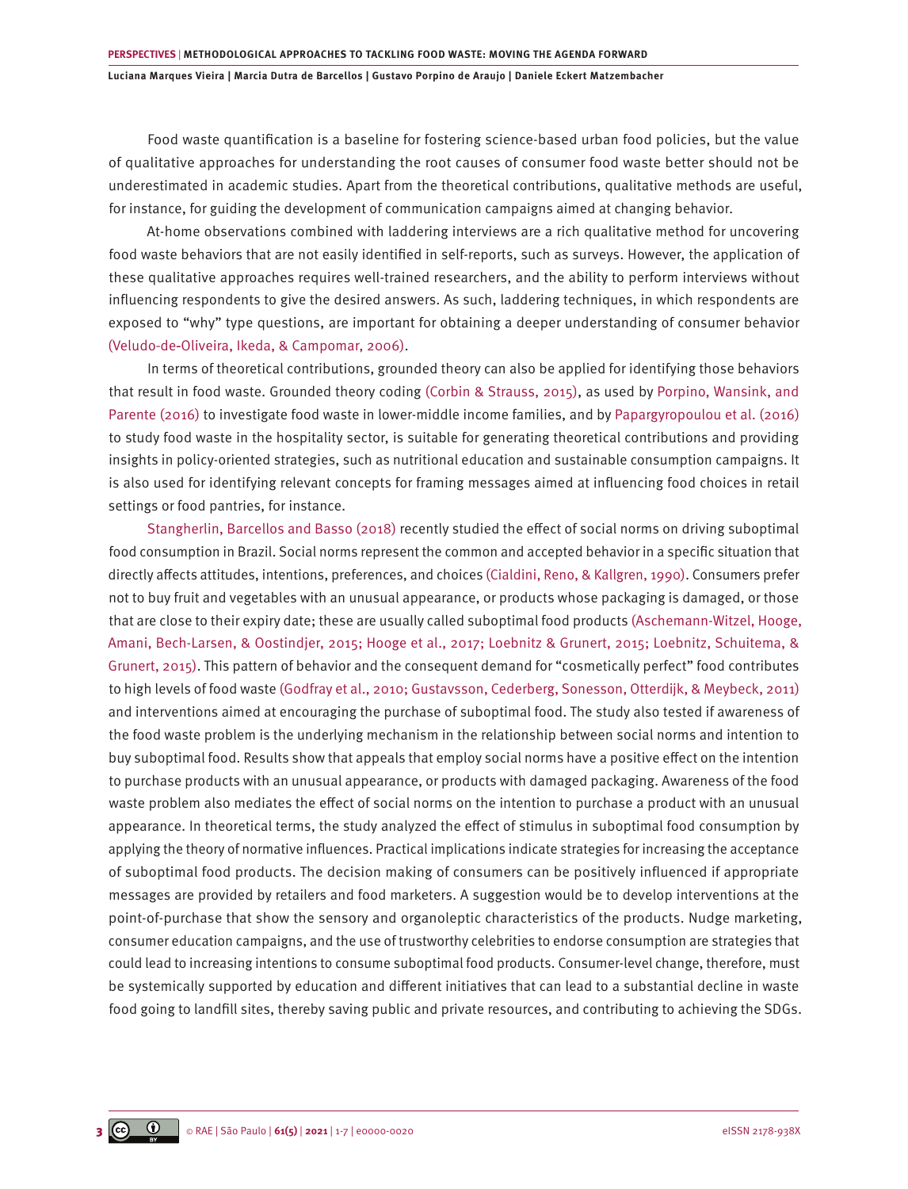Food waste quantification is a baseline for fostering science-based urban food policies, but the value of qualitative approaches for understanding the root causes of consumer food waste better should not be underestimated in academic studies. Apart from the theoretical contributions, qualitative methods are useful, for instance, for guiding the development of communication campaigns aimed at changing behavior.

At-home observations combined with laddering interviews are a rich qualitative method for uncovering food waste behaviors that are not easily identified in self-reports, such as surveys. However, the application of these qualitative approaches requires well-trained researchers, and the ability to perform interviews without influencing respondents to give the desired answers. As such, laddering techniques, in which respondents are exposed to "why" type questions, are important for obtaining a deeper understanding of consumer behavior (Veludo-de-Oliveira, Ikeda, & Campomar, 2006).

In terms of theoretical contributions, grounded theory can also be applied for identifying those behaviors that result in food waste. Grounded theory coding (Corbin & Strauss, 2015), as used by Porpino, Wansink, and Parente (2016) to investigate food waste in lower-middle income families, and by Papargyropoulou et al. (2016) to study food waste in the hospitality sector, is suitable for generating theoretical contributions and providing insights in policy-oriented strategies, such as nutritional education and sustainable consumption campaigns. It is also used for identifying relevant concepts for framing messages aimed at influencing food choices in retail settings or food pantries, for instance.

Stangherlin, Barcellos and Basso (2018) recently studied the effect of social norms on driving suboptimal food consumption in Brazil. Social norms represent the common and accepted behavior in a specific situation that directly affects attitudes, intentions, preferences, and choices (Cialdini, Reno, & Kallgren, 1990). Consumers prefer not to buy fruit and vegetables with an unusual appearance, or products whose packaging is damaged, or those that are close to their expiry date; these are usually called suboptimal food products (Aschemann-Witzel, Hooge, Amani, Bech-Larsen, & Oostindjer, 2015; Hooge et al., 2017; Loebnitz & Grunert, 2015; Loebnitz, Schuitema, & Grunert, 2015). This pattern of behavior and the consequent demand for "cosmetically perfect" food contributes to high levels of food waste (Godfray et al., 2010; Gustavsson, Cederberg, Sonesson, Otterdijk, & Meybeck, 2011) and interventions aimed at encouraging the purchase of suboptimal food. The study also tested if awareness of the food waste problem is the underlying mechanism in the relationship between social norms and intention to buy suboptimal food. Results show that appeals that employ social norms have a positive effect on the intention to purchase products with an unusual appearance, or products with damaged packaging. Awareness of the food waste problem also mediates the effect of social norms on the intention to purchase a product with an unusual appearance. In theoretical terms, the study analyzed the effect of stimulus in suboptimal food consumption by applying the theory of normative influences. Practical implications indicate strategies for increasing the acceptance of suboptimal food products. The decision making of consumers can be positively influenced if appropriate messages are provided by retailers and food marketers. A suggestion would be to develop interventions at the point-of-purchase that show the sensory and organoleptic characteristics of the products. Nudge marketing, consumer education campaigns, and the use of trustworthy celebrities to endorse consumption are strategies that could lead to increasing intentions to consume suboptimal food products. Consumer-level change, therefore, must be systemically supported by education and different initiatives that can lead to a substantial decline in waste food going to landfill sites, thereby saving public and private resources, and contributing to achieving the SDGs.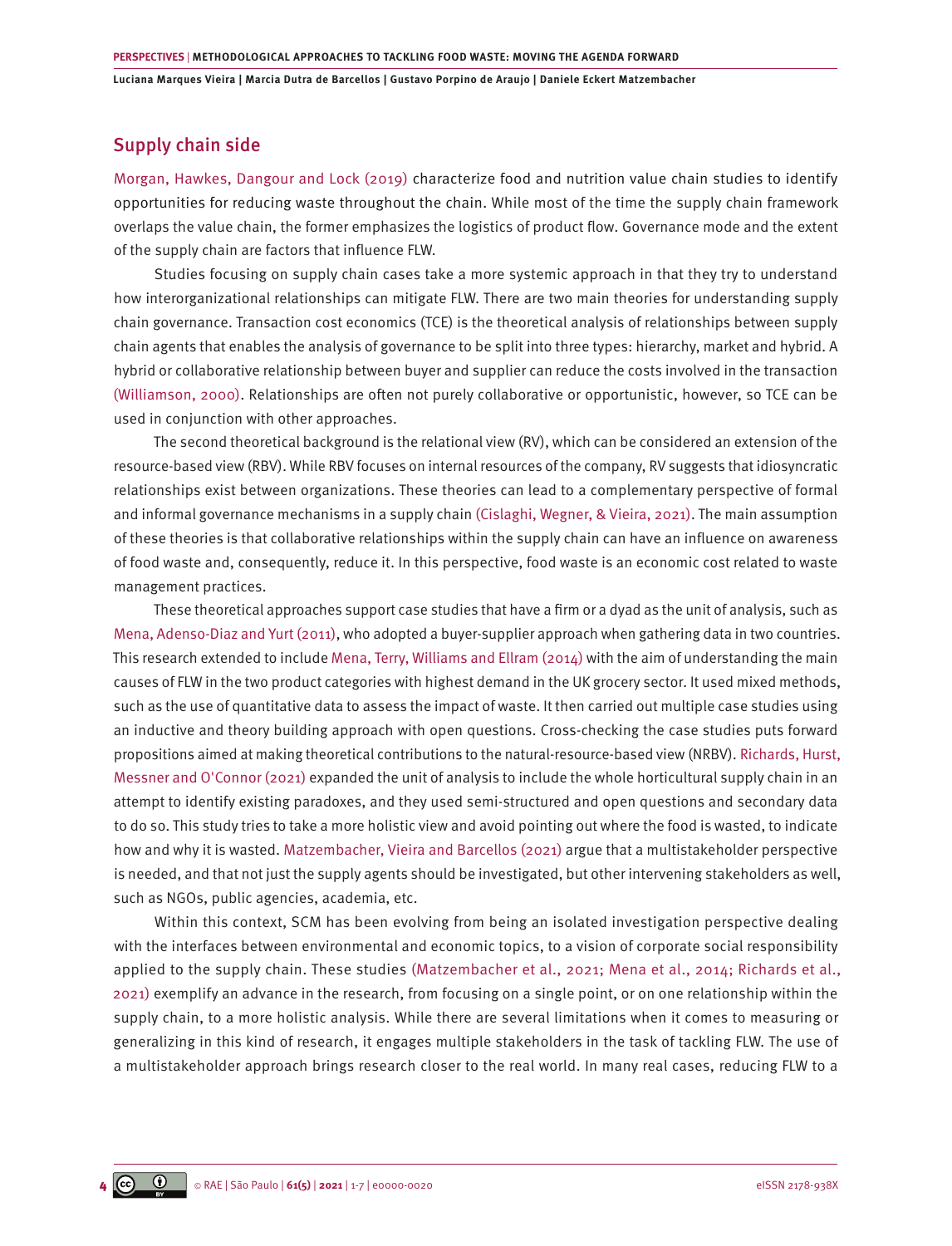## Supply chain side

Morgan, Hawkes, Dangour and Lock (2019) characterize food and nutrition value chain studies to identify opportunities for reducing waste throughout the chain. While most of the time the supply chain framework overlaps the value chain, the former emphasizes the logistics of product flow. Governance mode and the extent of the supply chain are factors that influence FLW.

Studies focusing on supply chain cases take a more systemic approach in that they try to understand how interorganizational relationships can mitigate FLW. There are two main theories for understanding supply chain governance. Transaction cost economics (TCE) is the theoretical analysis of relationships between supply chain agents that enables the analysis of governance to be split into three types: hierarchy, market and hybrid. A hybrid or collaborative relationship between buyer and supplier can reduce the costs involved in the transaction (Williamson, 2000). Relationships are often not purely collaborative or opportunistic, however, so TCE can be used in conjunction with other approaches.

The second theoretical background is the relational view (RV), which can be considered an extension of the resource-based view (RBV). While RBV focuses on internal resources of the company, RV suggests that idiosyncratic relationships exist between organizations. These theories can lead to a complementary perspective of formal and informal governance mechanisms in a supply chain (Cislaghi, Wegner, & Vieira, 2021). The main assumption of these theories is that collaborative relationships within the supply chain can have an influence on awareness of food waste and, consequently, reduce it. In this perspective, food waste is an economic cost related to waste management practices.

These theoretical approaches support case studies that have a firm or a dyad as the unit of analysis, such as Mena, Adenso-Diaz and Yurt (2011), who adopted a buyer-supplier approach when gathering data in two countries. This research extended to include Mena, Terry, Williams and Ellram (2014) with the aim of understanding the main causes of FLW in the two product categories with highest demand in the UK grocery sector. It used mixed methods, such as the use of quantitative data to assess the impact of waste. It then carried out multiple case studies using an inductive and theory building approach with open questions. Cross-checking the case studies puts forward propositions aimed at making theoretical contributions to the natural-resource-based view (NRBV). Richards, Hurst, Messner and O'Connor (2021) expanded the unit of analysis to include the whole horticultural supply chain in an attempt to identify existing paradoxes, and they used semi-structured and open questions and secondary data to do so. This study tries to take a more holistic view and avoid pointing out where the food is wasted, to indicate how and why it is wasted. Matzembacher, Vieira and Barcellos (2021) argue that a multistakeholder perspective is needed, and that not just the supply agents should be investigated, but other intervening stakeholders as well, such as NGOs, public agencies, academia, etc.

Within this context, SCM has been evolving from being an isolated investigation perspective dealing with the interfaces between environmental and economic topics, to a vision of corporate social responsibility applied to the supply chain. These studies (Matzembacher et al., 2021; Mena et al., 2014; Richards et al., 2021) exemplify an advance in the research, from focusing on a single point, or on one relationship within the supply chain, to a more holistic analysis. While there are several limitations when it comes to measuring or generalizing in this kind of research, it engages multiple stakeholders in the task of tackling FLW. The use of a multistakeholder approach brings research closer to the real world. In many real cases, reducing FLW to a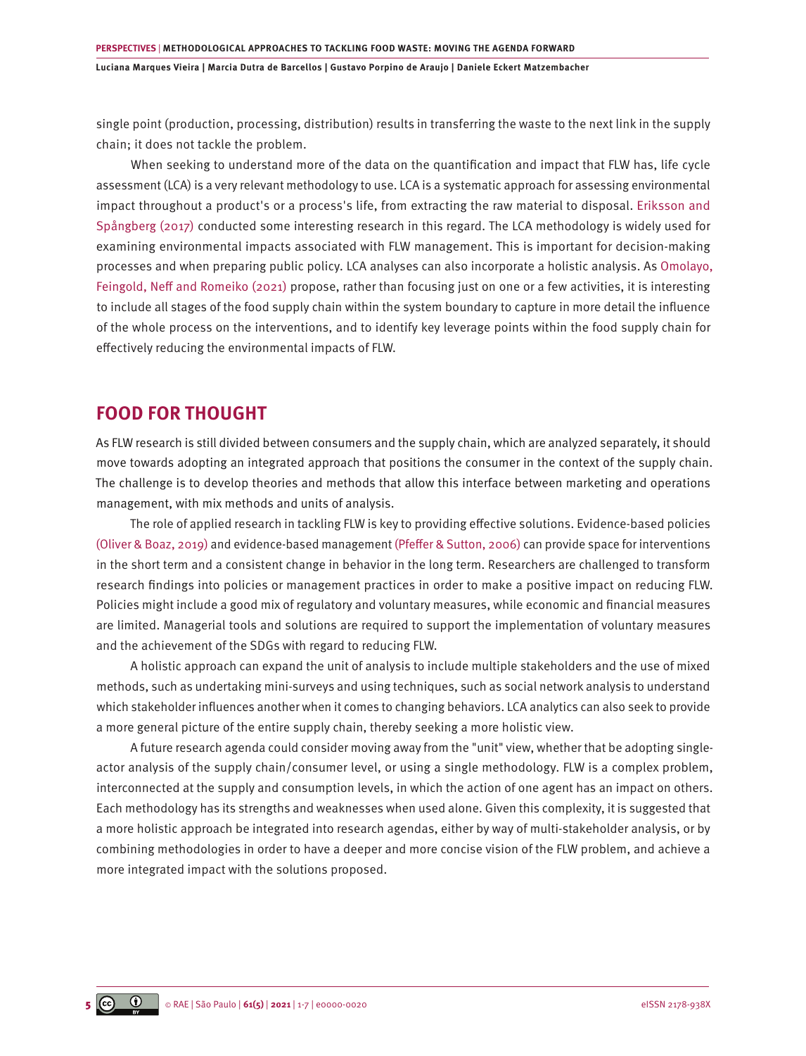single point (production, processing, distribution) results in transferring the waste to the next link in the supply chain; it does not tackle the problem.

When seeking to understand more of the data on the quantification and impact that FLW has, life cycle assessment (LCA) is a very relevant methodology to use. LCA is a systematic approach for assessing environmental impact throughout a product's or a process's life, from extracting the raw material to disposal. Eriksson and Spångberg (2017) conducted some interesting research in this regard. The LCA methodology is widely used for examining environmental impacts associated with FLW management. This is important for decision-making processes and when preparing public policy. LCA analyses can also incorporate a holistic analysis. As Omolayo, Feingold, Neff and Romeiko (2021) propose, rather than focusing just on one or a few activities, it is interesting to include all stages of the food supply chain within the system boundary to capture in more detail the influence of the whole process on the interventions, and to identify key leverage points within the food supply chain for effectively reducing the environmental impacts of FLW.

## FOOD FOR THOUGHT

As FLW research is still divided between consumers and the supply chain, which are analyzed separately, it should move towards adopting an integrated approach that positions the consumer in the context of the supply chain. The challenge is to develop theories and methods that allow this interface between marketing and operations management, with mix methods and units of analysis.

The role of applied research in tackling FLW is key to providing effective solutions. Evidence-based policies (Oliver & Boaz, 2019) and evidence-based management (Pfeffer & Sutton, 2006) can provide space for interventions in the short term and a consistent change in behavior in the long term. Researchers are challenged to transform research findings into policies or management practices in order to make a positive impact on reducing FLW. Policies might include a good mix of regulatory and voluntary measures, while economic and financial measures are limited. Managerial tools and solutions are required to support the implementation of voluntary measures and the achievement of the SDGs with regard to reducing FLW.

A holistic approach can expand the unit of analysis to include multiple stakeholders and the use of mixed methods, such as undertaking mini-surveys and using techniques, such as social network analysis to understand which stakeholder influences another when it comes to changing behaviors. LCA analytics can also seek to provide a more general picture of the entire supply chain, thereby seeking a more holistic view.

A future research agenda could consider moving away from the "unit" view, whether that be adopting single-actor analysis of the supply chain/consumer level, or using a single methodology. FLW is a complex problem, interconnected at the supply and consumption levels, in which the action of one agent has an impact on others. Each methodology has its strengths and weaknesses when used alone. Given this complexity, it is suggested that a more holistic approach be integrated into research agendas, either by way of multi-stakeholder analysis, or by combining methodologies in order to have a deeper and more concise vision of the FLW problem, and achieve a more integrated impact with the solutions proposed.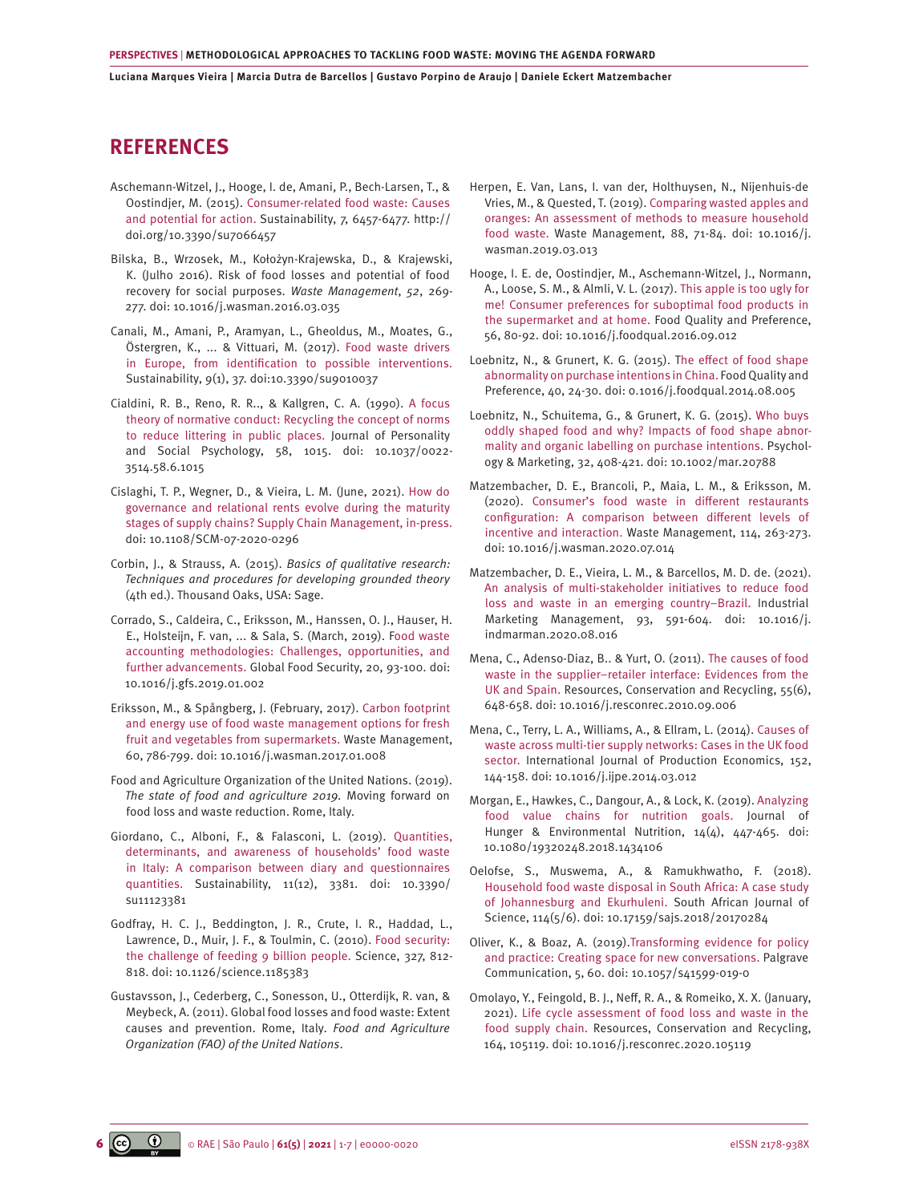# REFERENCES

Aschemann-Witzel, J., Hooge, I. de, Amani, P., Bech-Larsen, T., & Oostindjer, M. (2015). Consumer-related food waste: Causes and potential for action. Sustainability, 7, 6457-6477. http://doi.org/10.3390/su7066457

Bilska, B., Wrzosek, M., Kołożyn-Krajewska, D., & Krajewski, K. (Julho 2016). Risk of food losses and potential of food recovery for social purposes. *Waste Management*, *52*, 269-277. doi: 10.1016/j.wasman.2016.03.035

Canali, M., Amani, P., Aramyan, L., Gheoldus, M., Moates, G., Östergren, K., ... & Vittuari, M. (2017). Food waste drivers in Europe, from identification to possible interventions. Sustainability, 9(1), 37. doi:10.3390/su9010037

Cialdini, R. B., Reno, R. R.., & Kallgren, C. A. (1990). A focus theory of normative conduct: Recycling the concept of norms to reduce littering in public places. Journal of Personality and Social Psychology, 58, 1015. doi: 10.1037/0022-3514.58.6.1015

Cislaghi, T. P., Wegner, D., & Vieira, L. M. (June, 2021). How do governance and relational rents evolve during the maturity stages of supply chains? Supply Chain Management, in-press. doi: 10.1108/SCM-07-2020-0296

Corbin, J., & Strauss, A. (2015). *Basics of qualitative research: Techniques and procedures for developing grounded theory* (4th ed.). Thousand Oaks, USA: Sage.

Corrado, S., Caldeira, C., Eriksson, M., Hanssen, O. J., Hauser, H. E., Holsteijn, F. van, ... & Sala, S. (March, 2019). Food waste accounting methodologies: Challenges, opportunities, and further advancements. Global Food Security, 20, 93-100. doi: 10.1016/j.gfs.2019.01.002

Eriksson, M., & Spångberg, J. (February, 2017). Carbon footprint and energy use of food waste management options for fresh fruit and vegetables from supermarkets. Waste Management, 60, 786-799. doi: 10.1016/j.wasman.2017.01.008

Food and Agriculture Organization of the United Nations. (2019). *The state of food and agriculture 2019.* Moving forward on food loss and waste reduction. Rome, Italy.

Giordano, C., Alboni, F., & Falasconi, L. (2019). Quantities, determinants, and awareness of households' food waste in Italy: A comparison between diary and questionnaires quantities. Sustainability, 11(12), 3381. doi: 10.3390/su11123381

Godfray, H. C. J., Beddington, J. R., Crute, I. R., Haddad, L., Lawrence, D., Muir, J. F., & Toulmin, C. (2010). Food security: the challenge of feeding 9 billion people. Science, 327, 812-818. doi: 10.1126/science.1185383

Gustavsson, J., Cederberg, C., Sonesson, U., Otterdijk, R. van, & Meybeck, A. (2011). Global food losses and food waste: Extent causes and prevention. Rome, Italy. *Food and Agriculture Organization (FAO) of the United Nations*.

Herpen, E. Van, Lans, I. van der, Holthuysen, N., Nijenhuis-de Vries, M., & Quested, T. (2019). Comparing wasted apples and oranges: An assessment of methods to measure household food waste. Waste Management, 88, 71-84. doi: 10.1016/j.wasman.2019.03.013

Hooge, I. E. de, Oostindjer, M., Aschemann-Witzel, J., Normann, A., Loose, S. M., & Almli, V. L. (2017). This apple is too ugly for me! Consumer preferences for suboptimal food products in the supermarket and at home. Food Quality and Preference, 56, 80-92. doi: 10.1016/j.foodqual.2016.09.012

Loebnitz, N., & Grunert, K. G. (2015). The effect of food shape abnormality on purchase intentions in China. Food Quality and Preference, 40, 24-30. doi: 0.1016/j.foodqual.2014.08.005

Loebnitz, N., Schuitema, G., & Grunert, K. G. (2015). Who buys oddly shaped food and why? Impacts of food shape abnormality and organic labelling on purchase intentions. Psychology & Marketing, 32, 408-421. doi: 10.1002/mar.20788

Matzembacher, D. E., Brancoli, P., Maia, L. M., & Eriksson, M. (2020). Consumer's food waste in different restaurants configuration: A comparison between different levels of incentive and interaction. Waste Management, 114, 263-273. doi: 10.1016/j.wasman.2020.07.014

Matzembacher, D. E., Vieira, L. M., & Barcellos, M. D. de. (2021). An analysis of multi-stakeholder initiatives to reduce food loss and waste in an emerging country–Brazil. Industrial Marketing Management, 93, 591-604. doi: 10.1016/j.indmarman.2020.08.016

Mena, C., Adenso-Diaz, B.. & Yurt, O. (2011). The causes of food waste in the supplier–retailer interface: Evidences from the UK and Spain. Resources, Conservation and Recycling, 55(6), 648-658. doi: 10.1016/j.resconrec.2010.09.006

Mena, C., Terry, L. A., Williams, A., & Ellram, L. (2014). Causes of waste across multi-tier supply networks: Cases in the UK food sector. International Journal of Production Economics, 152, 144-158. doi: 10.1016/j.ijpe.2014.03.012

Morgan, E., Hawkes, C., Dangour, A., & Lock, K. (2019). Analyzing food value chains for nutrition goals. Journal of Hunger & Environmental Nutrition, 14(4), 447-465. doi: 10.1080/19320248.2018.1434106

Oelofse, S., Muswema, A., & Ramukhwatho, F. (2018). Household food waste disposal in South Africa: A case study of Johannesburg and Ekurhuleni. South African Journal of Science, 114(5/6). doi: 10.17159/sajs.2018/20170284

Oliver, K., & Boaz, A. (2019).Transforming evidence for policy and practice: Creating space for new conversations. Palgrave Communication, 5, 60. doi: 10.1057/s41599-019-0

Omolayo, Y., Feingold, B. J., Neff, R. A., & Romeiko, X. X. (January, 2021). Life cycle assessment of food loss and waste in the food supply chain. Resources, Conservation and Recycling, 164, 105119. doi: 10.1016/j.resconrec.2020.105119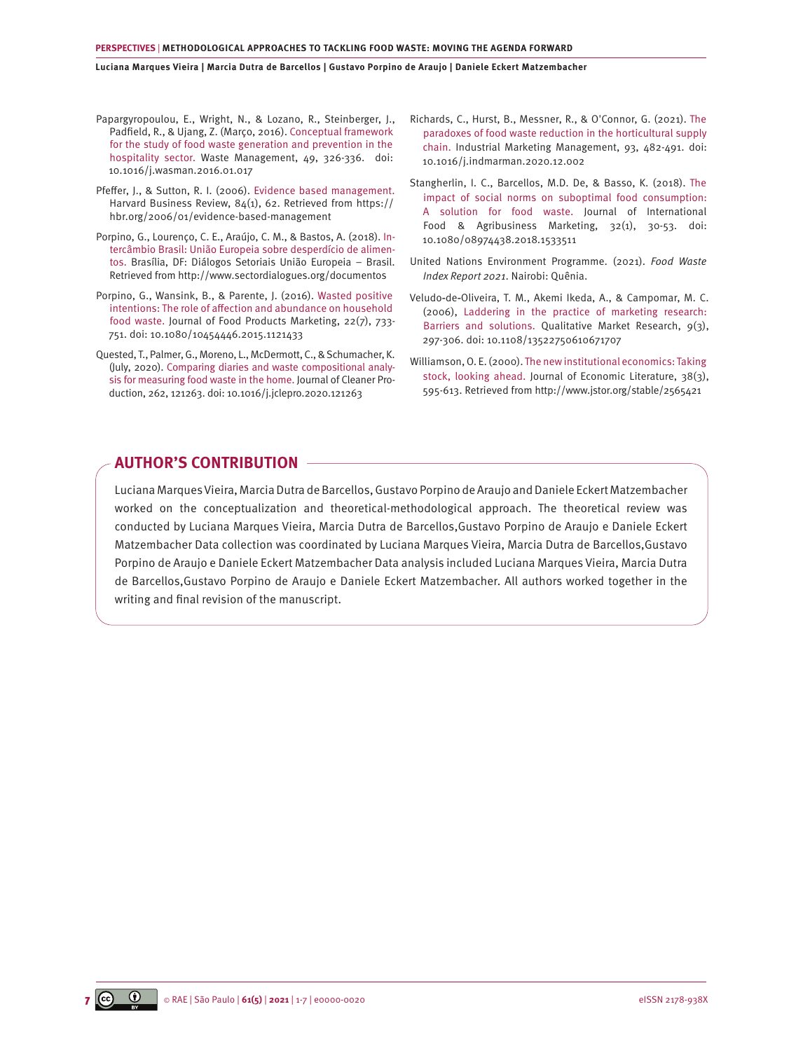Papargyropoulou, E., Wright, N., & Lozano, R., Steinberger, J., Padfield, R., & Ujang, Z. (Março, 2016). Conceptual framework for the study of food waste generation and prevention in the hospitality sector. Waste Management, 49, 326-336. doi: 10.1016/j.wasman.2016.01.017

Pfeffer, J., & Sutton, R. I. (2006). Evidence based management. Harvard Business Review, 84(1), 62. Retrieved from https://hbr.org/2006/01/evidence-based-management

Porpino, G., Lourenço, C. E., Araújo, C. M., & Bastos, A. (2018). Intercâmbio Brasil: União Europeia sobre desperdício de alimentos. Brasília, DF: Diálogos Setoriais União Europeia – Brasil. Retrieved from http://www.sectordialogues.org/documentos

Porpino, G., Wansink, B., & Parente, J. (2016). Wasted positive intentions: The role of affection and abundance on household food waste. Journal of Food Products Marketing, 22(7), 733-751. doi: 10.1080/10454446.2015.1121433

Quested, T., Palmer, G., Moreno, L., McDermott, C., & Schumacher, K. (July, 2020). Comparing diaries and waste compositional analysis for measuring food waste in the home. Journal of Cleaner Production, 262, 121263. doi: 10.1016/j.jclepro.2020.121263

Richards, C., Hurst, B., Messner, R., & O'Connor, G. (2021). The paradoxes of food waste reduction in the horticultural supply chain. Industrial Marketing Management, 93, 482-491. doi: 10.1016/j.indmarman.2020.12.002

Stangherlin, I. C., Barcellos, M.D. De, & Basso, K. (2018). The impact of social norms on suboptimal food consumption: A solution for food waste. Journal of International Food & Agribusiness Marketing, 32(1), 30-53. doi: 10.1080/08974438.2018.1533511

United Nations Environment Programme. (2021). *Food Waste Index Report 2021*. Nairobi: Quênia.

Veludo-de-Oliveira, T. M., Akemi Ikeda, A., & Campomar, M. C. (2006), Laddering in the practice of marketing research: Barriers and solutions. Qualitative Market Research, 9(3), 297-306. doi: 10.1108/13522750610671707

Williamson, O. E. (2000). The new institutional economics: Taking stock, looking ahead. Journal of Economic Literature, 38(3), 595-613. Retrieved from http://www.jstor.org/stable/2565421

## AUTHOR'S CONTRIBUTION

Luciana Marques Vieira, Marcia Dutra de Barcellos, Gustavo Porpino de Araujo and Daniele Eckert Matzembacher worked on the conceptualization and theoretical-methodological approach. The theoretical review was conducted by Luciana Marques Vieira, Marcia Dutra de Barcellos,Gustavo Porpino de Araujo e Daniele Eckert Matzembacher Data collection was coordinated by Luciana Marques Vieira, Marcia Dutra de Barcellos,Gustavo Porpino de Araujo e Daniele Eckert Matzembacher Data analysis included Luciana Marques Vieira, Marcia Dutra de Barcellos,Gustavo Porpino de Araujo e Daniele Eckert Matzembacher. All authors worked together in the writing and final revision of the manuscript.